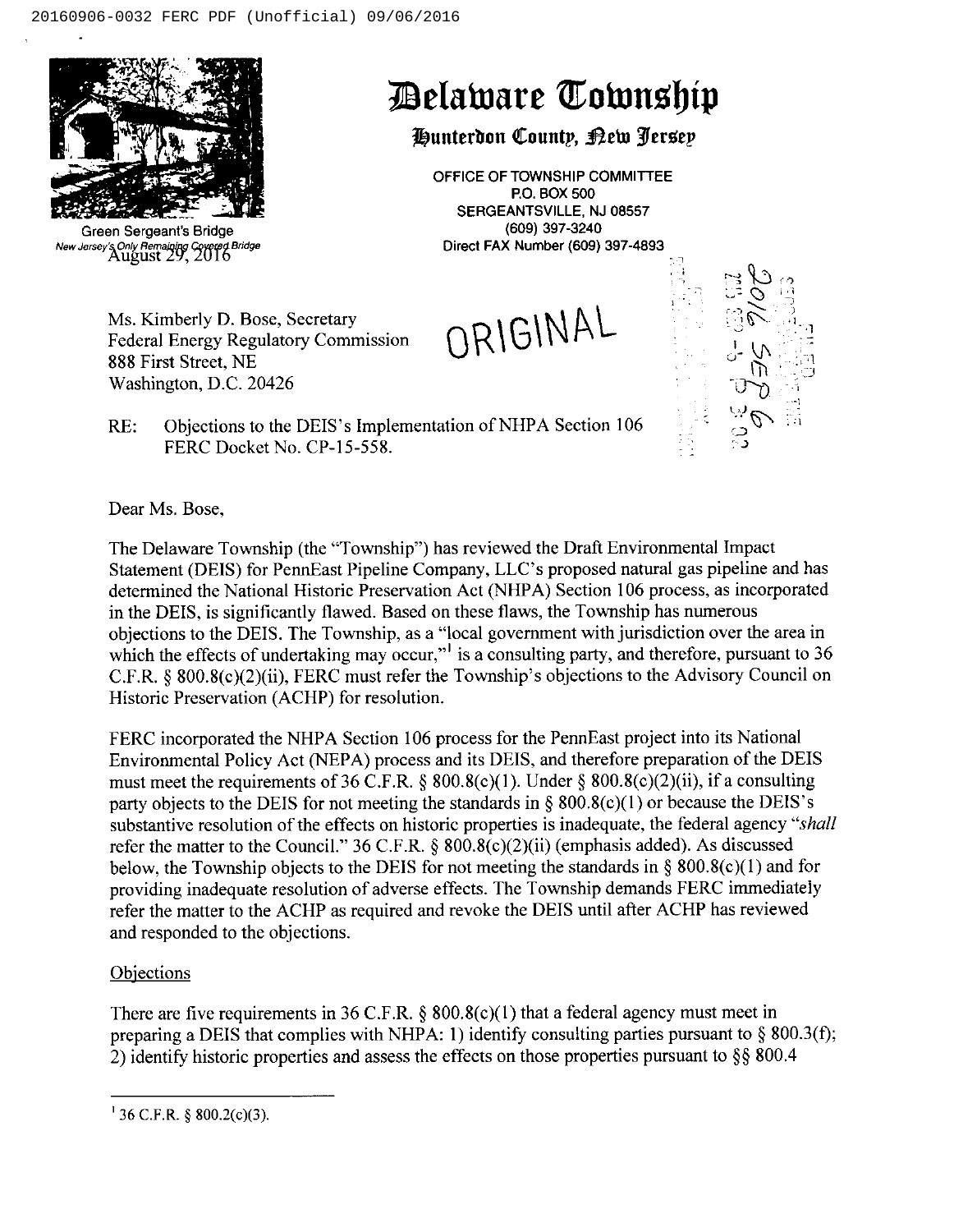# Delaware Township

## Hunterdon County, New Jersey

Green Sergeant's Bridge
*New Jersey's Only Remaining Covered Bridge*

OFFICE OF TOWNSHIP COMMITTEE
P.O. BOX 500
SERGEANTSVILLE, NJ 08557
(609) 397-3240
Direct FAX Number (609) 397-4893

August 29, 2016

ORIGINAL

Ms. Kimberly D. Bose, Secretary
Federal Energy Regulatory Commission
888 First Street, NE
Washington, D.C. 20426

RE: Objections to the DEIS's Implementation of NHPA Section 106
FERC Docket No. CP-15-558.

Dear Ms. Bose,

The Delaware Township (the "Township") has reviewed the Draft Environmental Impact Statement (DEIS) for PennEast Pipeline Company, LLC's proposed natural gas pipeline and has determined the National Historic Preservation Act (NHPA) Section 106 process, as incorporated in the DEIS, is significantly flawed. Based on these flaws, the Township has numerous objections to the DEIS. The Township, as a "local government with jurisdiction over the area in which the effects of undertaking may occur,"[1] is a consulting party, and therefore, pursuant to 36 C.F.R. § 800.8(c)(2)(ii), FERC must refer the Township's objections to the Advisory Council on Historic Preservation (ACHP) for resolution.

FERC incorporated the NHPA Section 106 process for the PennEast project into its National Environmental Policy Act (NEPA) process and its DEIS, and therefore preparation of the DEIS must meet the requirements of 36 C.F.R. § 800.8(c)(1). Under § 800.8(c)(2)(ii), if a consulting party objects to the DEIS for not meeting the standards in § 800.8(c)(1) or because the DEIS's substantive resolution of the effects on historic properties is inadequate, the federal agency "*shall* refer the matter to the Council." 36 C.F.R. § 800.8(c)(2)(ii) (emphasis added). As discussed below, the Township objects to the DEIS for not meeting the standards in § 800.8(c)(1) and for providing inadequate resolution of adverse effects. The Township demands FERC immediately refer the matter to the ACHP as required and revoke the DEIS until after ACHP has reviewed and responded to the objections.

Objections

There are five requirements in 36 C.F.R. § 800.8(c)(1) that a federal agency must meet in preparing a DEIS that complies with NHPA: 1) identify consulting parties pursuant to § 800.3(f); 2) identify historic properties and assess the effects on those properties pursuant to §§ 800.4

---

[1] 36 C.F.R. § 800.2(c)(3).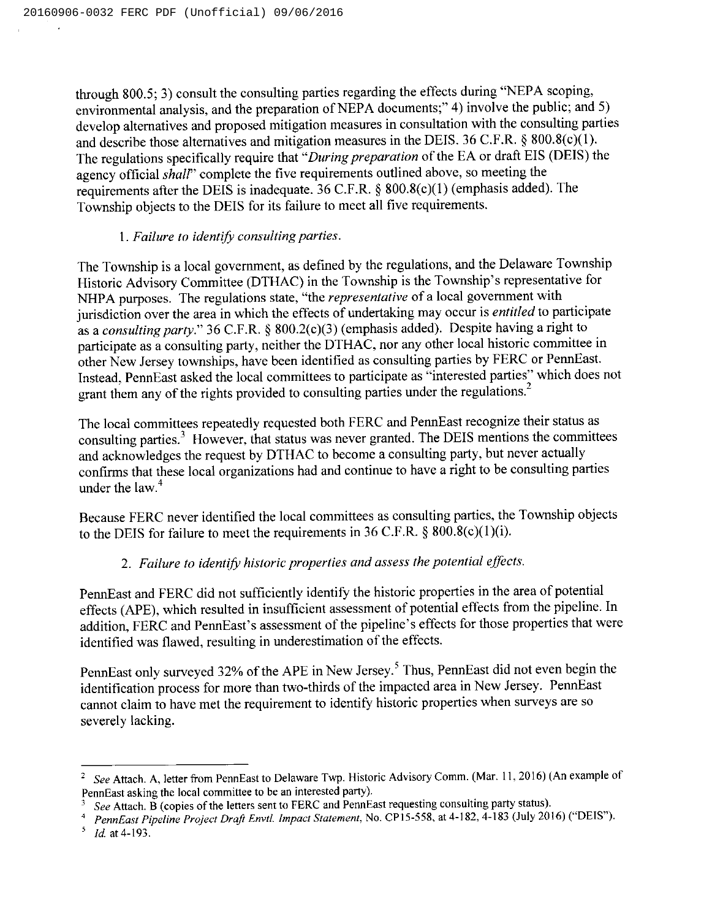through 800.5; 3) consult the consulting parties regarding the effects during "NEPA scoping, environmental analysis, and the preparation of NEPA documents;" 4) involve the public; and 5) develop alternatives and proposed mitigation measures in consultation with the consulting parties and describe those alternatives and mitigation measures in the DEIS. 36 C.F.R. § 800.8(c)(1). The regulations specifically require that "*During preparation* of the EA or draft EIS (DEIS) the agency official *shall*" complete the five requirements outlined above, so meeting the requirements after the DEIS is inadequate. 36 C.F.R. § 800.8(c)(1) (emphasis added). The Township objects to the DEIS for its failure to meet all five requirements.

1. *Failure to identify consulting parties.*

The Township is a local government, as defined by the regulations, and the Delaware Township Historic Advisory Committee (DTHAC) in the Township is the Township's representative for NHPA purposes. The regulations state, "the *representative* of a local government with jurisdiction over the area in which the effects of undertaking may occur is *entitled* to participate as a *consulting party*." 36 C.F.R. § 800.2(c)(3) (emphasis added). Despite having a right to participate as a consulting party, neither the DTHAC, nor any other local historic committee in other New Jersey townships, have been identified as consulting parties by FERC or PennEast. Instead, PennEast asked the local committees to participate as "interested parties" which does not grant them any of the rights provided to consulting parties under the regulations.[2]

The local committees repeatedly requested both FERC and PennEast recognize their status as consulting parties.[3] However, that status was never granted. The DEIS mentions the committees and acknowledges the request by DTHAC to become a consulting party, but never actually confirms that these local organizations had and continue to have a right to be consulting parties under the law.[4]

Because FERC never identified the local committees as consulting parties, the Township objects to the DEIS for failure to meet the requirements in 36 C.F.R. § 800.8(c)(1)(i).

2. *Failure to identify historic properties and assess the potential effects.*

PennEast and FERC did not sufficiently identify the historic properties in the area of potential effects (APE), which resulted in insufficient assessment of potential effects from the pipeline. In addition, FERC and PennEast's assessment of the pipeline's effects for those properties that were identified was flawed, resulting in underestimation of the effects.

PennEast only surveyed 32% of the APE in New Jersey.[5] Thus, PennEast did not even begin the identification process for more than two-thirds of the impacted area in New Jersey. PennEast cannot claim to have met the requirement to identify historic properties when surveys are so severely lacking.

---

[2] *See* Attach. A, letter from PennEast to Delaware Twp. Historic Advisory Comm. (Mar. 11, 2016) (An example of PennEast asking the local committee to be an interested party).

[3] *See* Attach. B (copies of the letters sent to FERC and PennEast requesting consulting party status).

[4] *PennEast Pipeline Project Draft Envtl. Impact Statement*, No. CP15-558, at 4-182, 4-183 (July 2016) ("DEIS").

[5] *Id.* at 4-193.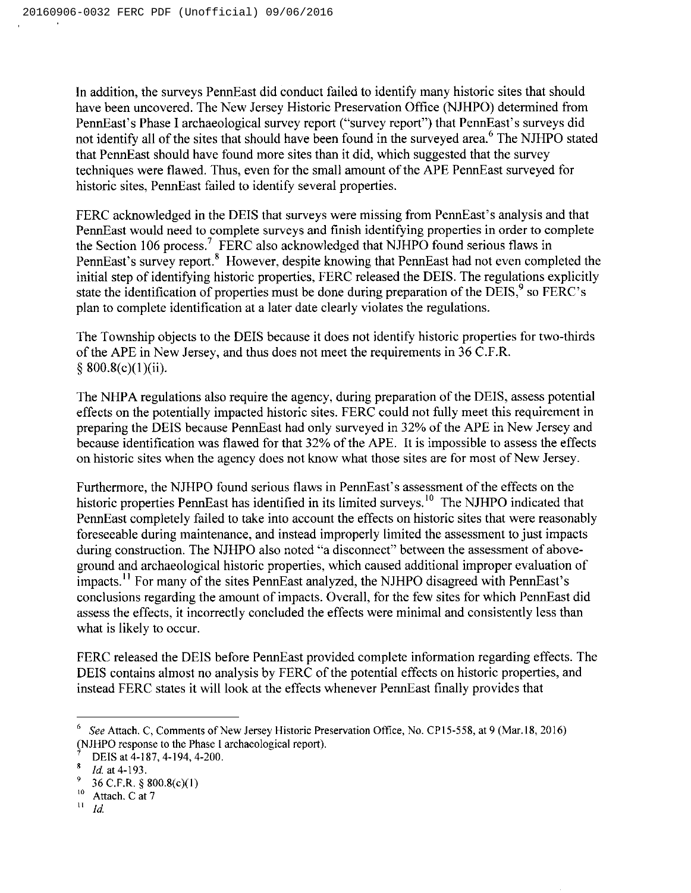In addition, the surveys PennEast did conduct failed to identify many historic sites that should have been uncovered. The New Jersey Historic Preservation Office (NJHPO) determined from PennEast's Phase I archaeological survey report ("survey report") that PennEast's surveys did not identify all of the sites that should have been found in the surveyed area.[6] The NJHPO stated that PennEast should have found more sites than it did, which suggested that the survey techniques were flawed. Thus, even for the small amount of the APE PennEast surveyed for historic sites, PennEast failed to identify several properties.

FERC acknowledged in the DEIS that surveys were missing from PennEast's analysis and that PennEast would need to complete surveys and finish identifying properties in order to complete the Section 106 process.[7] FERC also acknowledged that NJHPO found serious flaws in PennEast's survey report.[8] However, despite knowing that PennEast had not even completed the initial step of identifying historic properties, FERC released the DEIS. The regulations explicitly state the identification of properties must be done during preparation of the DEIS,[9] so FERC's plan to complete identification at a later date clearly violates the regulations.

The Township objects to the DEIS because it does not identify historic properties for two-thirds of the APE in New Jersey, and thus does not meet the requirements in 36 C.F.R. § 800.8(c)(1)(ii).

The NHPA regulations also require the agency, during preparation of the DEIS, assess potential effects on the potentially impacted historic sites. FERC could not fully meet this requirement in preparing the DEIS because PennEast had only surveyed in 32% of the APE in New Jersey and because identification was flawed for that 32% of the APE. It is impossible to assess the effects on historic sites when the agency does not know what those sites are for most of New Jersey.

Furthermore, the NJHPO found serious flaws in PennEast's assessment of the effects on the historic properties PennEast has identified in its limited surveys.[10] The NJHPO indicated that PennEast completely failed to take into account the effects on historic sites that were reasonably foreseeable during maintenance, and instead improperly limited the assessment to just impacts during construction. The NJHPO also noted "a disconnect" between the assessment of above-ground and archaeological historic properties, which caused additional improper evaluation of impacts.[11] For many of the sites PennEast analyzed, the NJHPO disagreed with PennEast's conclusions regarding the amount of impacts. Overall, for the few sites for which PennEast did assess the effects, it incorrectly concluded the effects were minimal and consistently less than what is likely to occur.

FERC released the DEIS before PennEast provided complete information regarding effects. The DEIS contains almost no analysis by FERC of the potential effects on historic properties, and instead FERC states it will look at the effects whenever PennEast finally provides that

---

[6] *See* Attach. C, Comments of New Jersey Historic Preservation Office, No. CP15-558, at 9 (Mar.18, 2016) (NJHPO response to the Phase I archaeological report).

[7] DEIS at 4-187, 4-194, 4-200.

[8] *Id.* at 4-193.

[9] 36 C.F.R. § 800.8(c)(1)

[10] Attach. C at 7

[11] *Id.*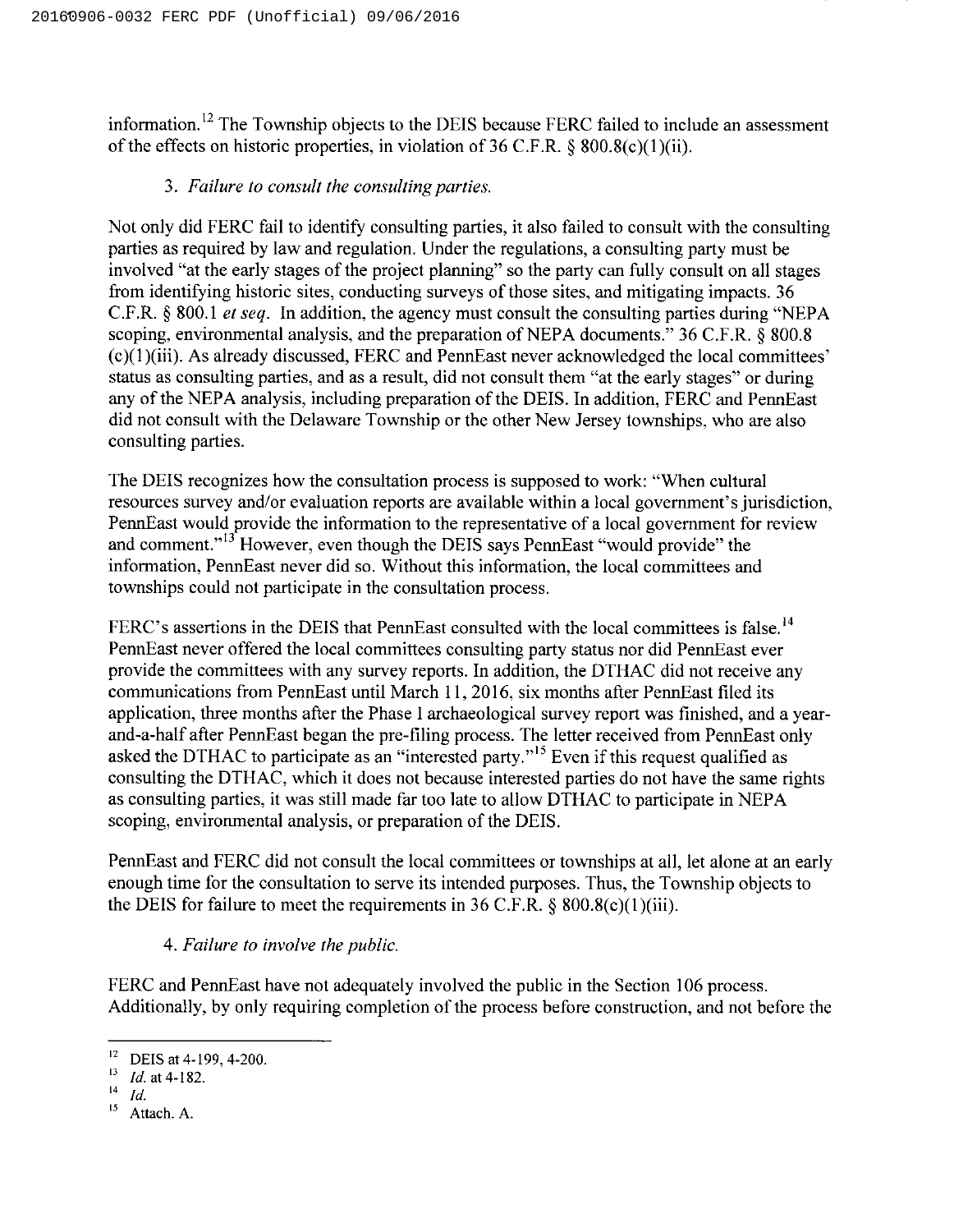information.[12] The Township objects to the DEIS because FERC failed to include an assessment of the effects on historic properties, in violation of 36 C.F.R. § 800.8(c)(1)(ii).

3. *Failure to consult the consulting parties.*

Not only did FERC fail to identify consulting parties, it also failed to consult with the consulting parties as required by law and regulation. Under the regulations, a consulting party must be involved "at the early stages of the project planning" so the party can fully consult on all stages from identifying historic sites, conducting surveys of those sites, and mitigating impacts. 36 C.F.R. § 800.1 *et seq*. In addition, the agency must consult the consulting parties during "NEPA scoping, environmental analysis, and the preparation of NEPA documents." 36 C.F.R. § 800.8 (c)(1)(iii). As already discussed, FERC and PennEast never acknowledged the local committees' status as consulting parties, and as a result, did not consult them "at the early stages" or during any of the NEPA analysis, including preparation of the DEIS. In addition, FERC and PennEast did not consult with the Delaware Township or the other New Jersey townships, who are also consulting parties.

The DEIS recognizes how the consultation process is supposed to work: "When cultural resources survey and/or evaluation reports are available within a local government's jurisdiction, PennEast would provide the information to the representative of a local government for review and comment."[13] However, even though the DEIS says PennEast "would provide" the information, PennEast never did so. Without this information, the local committees and townships could not participate in the consultation process.

FERC's assertions in the DEIS that PennEast consulted with the local committees is false.[14] PennEast never offered the local committees consulting party status nor did PennEast ever provide the committees with any survey reports. In addition, the DTHAC did not receive any communications from PennEast until March 11, 2016, six months after PennEast filed its application, three months after the Phase I archaeological survey report was finished, and a year-and-a-half after PennEast began the pre-filing process. The letter received from PennEast only asked the DTHAC to participate as an "interested party."[15] Even if this request qualified as consulting the DTHAC, which it does not because interested parties do not have the same rights as consulting parties, it was still made far too late to allow DTHAC to participate in NEPA scoping, environmental analysis, or preparation of the DEIS.

PennEast and FERC did not consult the local committees or townships at all, let alone at an early enough time for the consultation to serve its intended purposes. Thus, the Township objects to the DEIS for failure to meet the requirements in 36 C.F.R. § 800.8(c)(1)(iii).

4. *Failure to involve the public.*

FERC and PennEast have not adequately involved the public in the Section 106 process. Additionally, by only requiring completion of the process before construction, and not before the

---

[12] DEIS at 4-199, 4-200.

[13] *Id.* at 4-182.

[14] *Id.*

[15] Attach. A.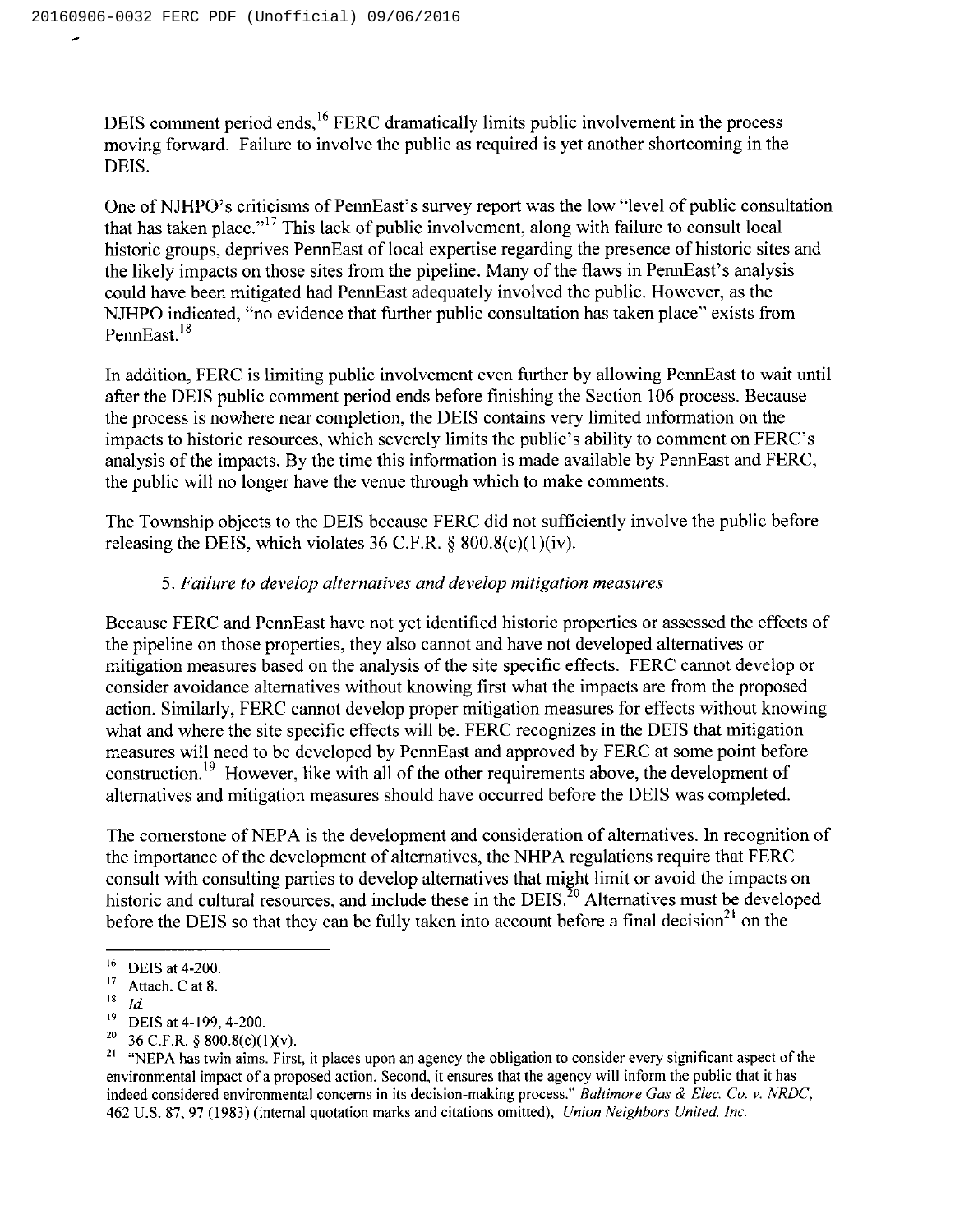DEIS comment period ends,[16] FERC dramatically limits public involvement in the process moving forward. Failure to involve the public as required is yet another shortcoming in the DEIS.

One of NJHPO's criticisms of PennEast's survey report was the low "level of public consultation that has taken place."[17] This lack of public involvement, along with failure to consult local historic groups, deprives PennEast of local expertise regarding the presence of historic sites and the likely impacts on those sites from the pipeline. Many of the flaws in PennEast's analysis could have been mitigated had PennEast adequately involved the public. However, as the NJHPO indicated, "no evidence that further public consultation has taken place" exists from PennEast.[18]

In addition, FERC is limiting public involvement even further by allowing PennEast to wait until after the DEIS public comment period ends before finishing the Section 106 process. Because the process is nowhere near completion, the DEIS contains very limited information on the impacts to historic resources, which severely limits the public's ability to comment on FERC's analysis of the impacts. By the time this information is made available by PennEast and FERC, the public will no longer have the venue through which to make comments.

The Township objects to the DEIS because FERC did not sufficiently involve the public before releasing the DEIS, which violates 36 C.F.R. § 800.8(c)(1)(iv).

### 5. *Failure to develop alternatives and develop mitigation measures*

Because FERC and PennEast have not yet identified historic properties or assessed the effects of the pipeline on those properties, they also cannot and have not developed alternatives or mitigation measures based on the analysis of the site specific effects. FERC cannot develop or consider avoidance alternatives without knowing first what the impacts are from the proposed action. Similarly, FERC cannot develop proper mitigation measures for effects without knowing what and where the site specific effects will be. FERC recognizes in the DEIS that mitigation measures will need to be developed by PennEast and approved by FERC at some point before construction.[19] However, like with all of the other requirements above, the development of alternatives and mitigation measures should have occurred before the DEIS was completed.

The cornerstone of NEPA is the development and consideration of alternatives. In recognition of the importance of the development of alternatives, the NHPA regulations require that FERC consult with consulting parties to develop alternatives that might limit or avoid the impacts on historic and cultural resources, and include these in the DEIS.[20] Alternatives must be developed before the DEIS so that they can be fully taken into account before a final decision[21] on the

---

[16] DEIS at 4-200.

[17] Attach. C at 8.

[18] *Id.*

[19] DEIS at 4-199, 4-200.

[20] 36 C.F.R. § 800.8(c)(1)(v).

[21] "NEPA has twin aims. First, it places upon an agency the obligation to consider every significant aspect of the environmental impact of a proposed action. Second, it ensures that the agency will inform the public that it has indeed considered environmental concerns in its decision-making process." *Baltimore Gas & Elec. Co. v. NRDC*, 462 U.S. 87, 97 (1983) (internal quotation marks and citations omitted), *Union Neighbors United, Inc.*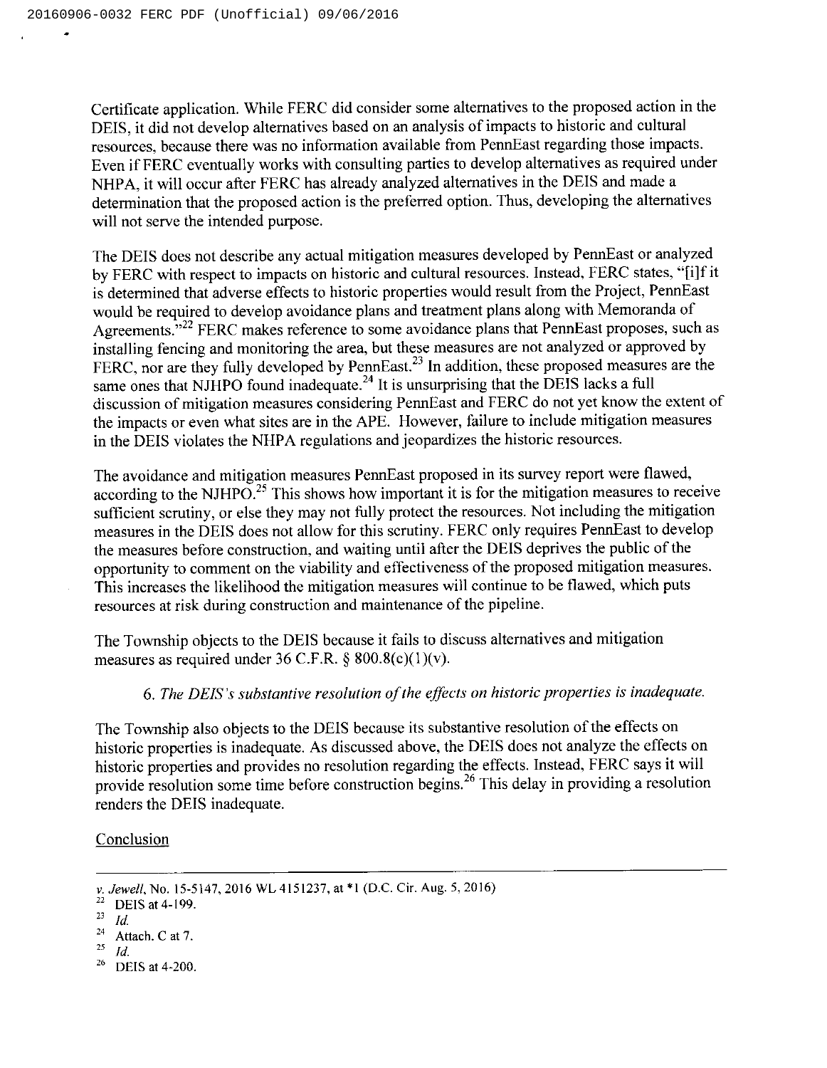Certificate application. While FERC did consider some alternatives to the proposed action in the DEIS, it did not develop alternatives based on an analysis of impacts to historic and cultural resources, because there was no information available from PennEast regarding those impacts. Even if FERC eventually works with consulting parties to develop alternatives as required under NHPA, it will occur after FERC has already analyzed alternatives in the DEIS and made a determination that the proposed action is the preferred option. Thus, developing the alternatives will not serve the intended purpose.

The DEIS does not describe any actual mitigation measures developed by PennEast or analyzed by FERC with respect to impacts on historic and cultural resources. Instead, FERC states, "[i]f it is determined that adverse effects to historic properties would result from the Project, PennEast would be required to develop avoidance plans and treatment plans along with Memoranda of Agreements."[22] FERC makes reference to some avoidance plans that PennEast proposes, such as installing fencing and monitoring the area, but these measures are not analyzed or approved by FERC, nor are they fully developed by PennEast.[23] In addition, these proposed measures are the same ones that NJHPO found inadequate.[24] It is unsurprising that the DEIS lacks a full discussion of mitigation measures considering PennEast and FERC do not yet know the extent of the impacts or even what sites are in the APE. However, failure to include mitigation measures in the DEIS violates the NHPA regulations and jeopardizes the historic resources.

The avoidance and mitigation measures PennEast proposed in its survey report were flawed, according to the NJHPO.[25] This shows how important it is for the mitigation measures to receive sufficient scrutiny, or else they may not fully protect the resources. Not including the mitigation measures in the DEIS does not allow for this scrutiny. FERC only requires PennEast to develop the measures before construction, and waiting until after the DEIS deprives the public of the opportunity to comment on the viability and effectiveness of the proposed mitigation measures. This increases the likelihood the mitigation measures will continue to be flawed, which puts resources at risk during construction and maintenance of the pipeline.

The Township objects to the DEIS because it fails to discuss alternatives and mitigation measures as required under 36 C.F.R. § 800.8(c)(1)(v).

*6. The DEIS's substantive resolution of the effects on historic properties is inadequate.*

The Township also objects to the DEIS because its substantive resolution of the effects on historic properties is inadequate. As discussed above, the DEIS does not analyze the effects on historic properties and provides no resolution regarding the effects. Instead, FERC says it will provide resolution some time before construction begins.[26] This delay in providing a resolution renders the DEIS inadequate.

Conclusion

---

*v. Jewell*, No. 15-5147, 2016 WL 4151237, at *1 (D.C. Cir. Aug. 5, 2016)

[22] DEIS at 4-199.

[23] *Id.*

[24] Attach. C at 7.

[25] *Id.*

[26] DEIS at 4-200.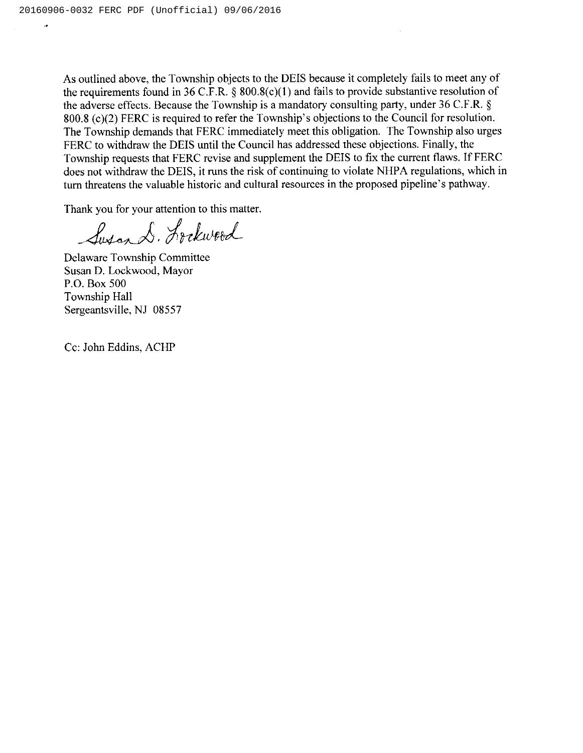As outlined above, the Township objects to the DEIS because it completely fails to meet any of the requirements found in 36 C.F.R. § 800.8(c)(1) and fails to provide substantive resolution of the adverse effects. Because the Township is a mandatory consulting party, under 36 C.F.R. § 800.8 (c)(2) FERC is required to refer the Township's objections to the Council for resolution. The Township demands that FERC immediately meet this obligation. The Township also urges FERC to withdraw the DEIS until the Council has addressed these objections. Finally, the Township requests that FERC revise and supplement the DEIS to fix the current flaws. If FERC does not withdraw the DEIS, it runs the risk of continuing to violate NHPA regulations, which in turn threatens the valuable historic and cultural resources in the proposed pipeline's pathway.

Thank you for your attention to this matter.

Susan D. Lockwood

Delaware Township Committee
Susan D. Lockwood, Mayor
P.O. Box 500
Township Hall
Sergeantsville, NJ 08557

Cc: John Eddins, ACHP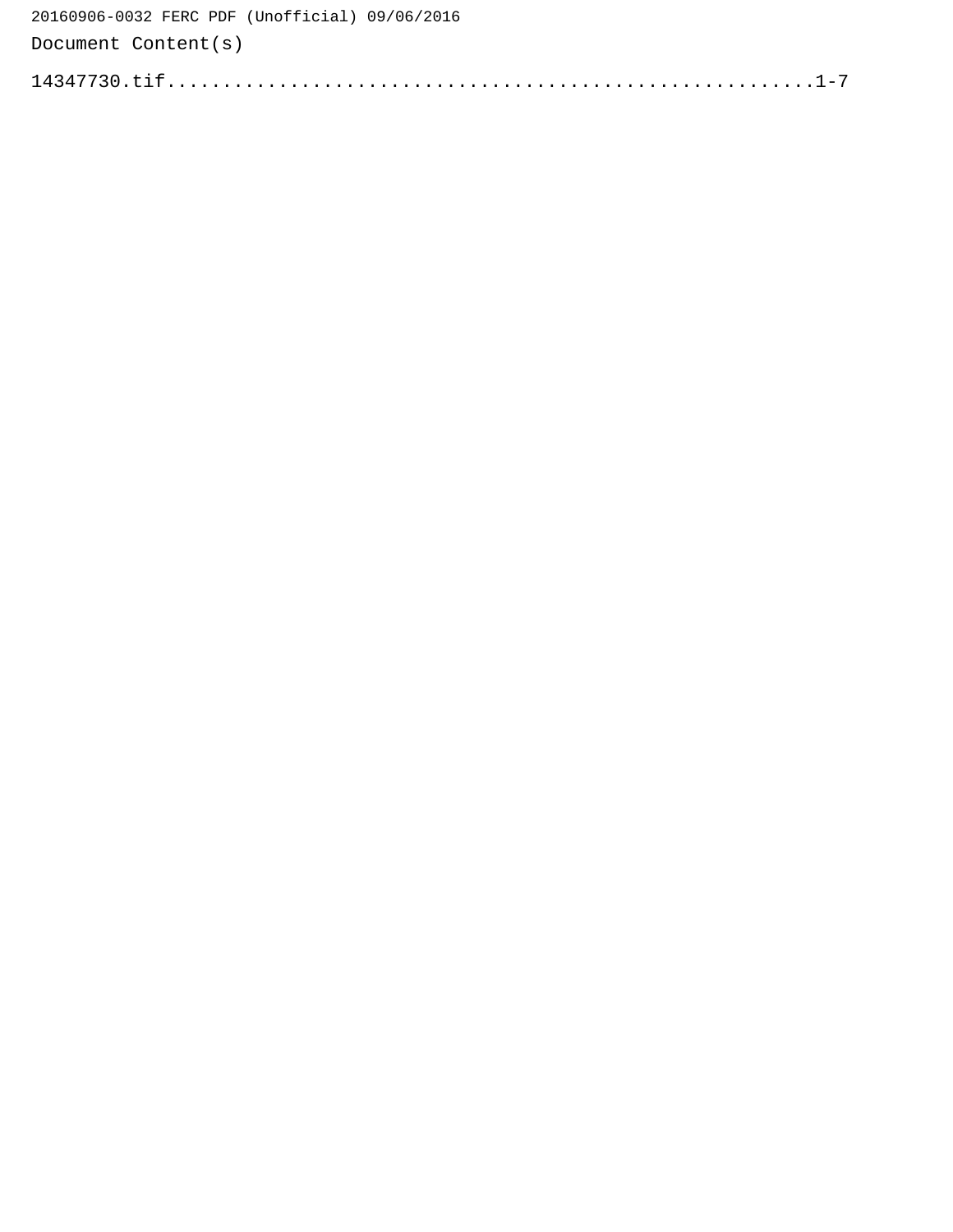Document Content(s)

14347730.tif......................................................1-7